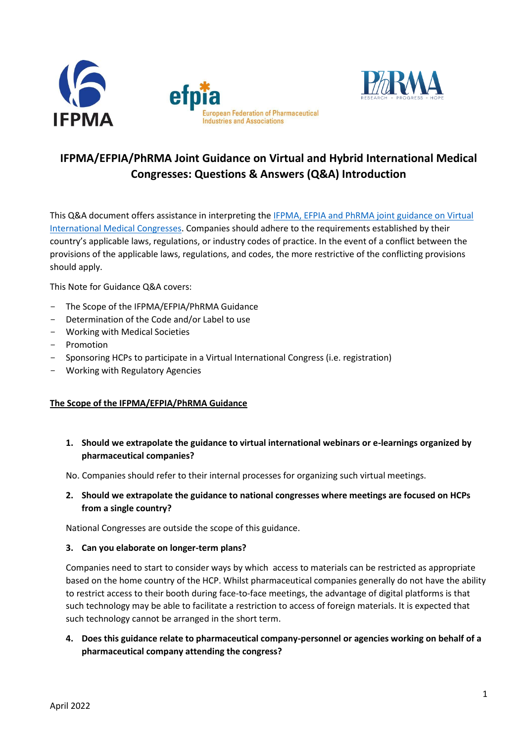# IFPMA/EFPIA/PhRMA Joint Guidance on Virtual and Hybrid International Medical Congresses: Questions & Answers (Q&A) Introduction

This Q&A document offers assistance in interpreting the IFPMA, EFPIA and PhRMA joint guidance on Virtual International Medical Congresses. Companies should adhere to the requirements established by their country's applicable laws, regulations, or industry codes of practice. In the event of a conflict between the provisions of the applicable laws, regulations, and codes, the more restrictive of the conflicting provisions should apply.

This Note for Guidance Q&A covers:

- The Scope of the IFPMA/EFPIA/PhRMA Guidance
- Determination of the Code and/or Label to use
- Working with Medical Societies
- Promotion
- Sponsoring HCPs to participate in a Virtual International Congress (i.e. registration)
- Working with Regulatory Agencies

## The Scope of the IFPMA/EFPIA/PhRMA Guidance

1. **Should we extrapolate the guidance to virtual international webinars or e-learnings organized by pharmaceutical companies?**

   No. Companies should refer to their internal processes for organizing such virtual meetings.

2. **Should we extrapolate the guidance to national congresses where meetings are focused on HCPs from a single country?**

   National Congresses are outside the scope of this guidance.

3. **Can you elaborate on longer-term plans?**

   Companies need to start to consider ways by which access to materials can be restricted as appropriate based on the home country of the HCP. Whilst pharmaceutical companies generally do not have the ability to restrict access to their booth during face-to-face meetings, the advantage of digital platforms is that such technology may be able to facilitate a restriction to access of foreign materials. It is expected that such technology cannot be arranged in the short term.

4. **Does this guidance relate to pharmaceutical company-personnel or agencies working on behalf of a pharmaceutical company attending the congress?**

April 2022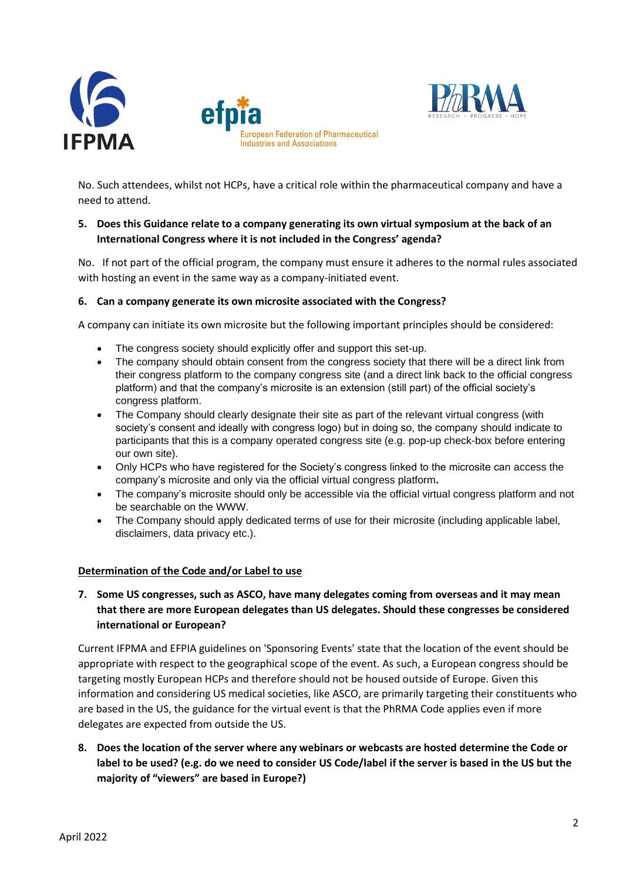No. Such attendees, whilst not HCPs, have a critical role within the pharmaceutical company and have a need to attend.

5. **Does this Guidance relate to a company generating its own virtual symposium at the back of an International Congress where it is not included in the Congress' agenda?**

No. If not part of the official program, the company must ensure it adheres to the normal rules associated with hosting an event in the same way as a company-initiated event.

6. **Can a company generate its own microsite associated with the Congress?**

A company can initiate its own microsite but the following important principles should be considered:

- The congress society should explicitly offer and support this set-up.
- The company should obtain consent from the congress society that there will be a direct link from their congress platform to the company congress site (and a direct link back to the official congress platform) and that the company's microsite is an extension (still part) of the official society's congress platform.
- The Company should clearly designate their site as part of the relevant virtual congress (with society's consent and ideally with congress logo) but in doing so, the company should indicate to participants that this is a company operated congress site (e.g. pop-up check-box before entering our own site).
- Only HCPs who have registered for the Society's congress linked to the microsite can access the company's microsite and only via the official virtual congress platform.
- The company's microsite should only be accessible via the official virtual congress platform and not be searchable on the WWW.
- The Company should apply dedicated terms of use for their microsite (including applicable label, disclaimers, data privacy etc.).

<u>**Determination of the Code and/or Label to use**</u>

7. **Some US congresses, such as ASCO, have many delegates coming from overseas and it may mean that there are more European delegates than US delegates. Should these congresses be considered international or European?**

Current IFPMA and EFPIA guidelines on 'Sponsoring Events' state that the location of the event should be appropriate with respect to the geographical scope of the event. As such, a European congress should be targeting mostly European HCPs and therefore should not be housed outside of Europe. Given this information and considering US medical societies, like ASCO, are primarily targeting their constituents who are based in the US, the guidance for the virtual event is that the PhRMA Code applies even if more delegates are expected from outside the US.

8. **Does the location of the server where any webinars or webcasts are hosted determine the Code or label to be used? (e.g. do we need to consider US Code/label if the server is based in the US but the majority of "viewers" are based in Europe?)**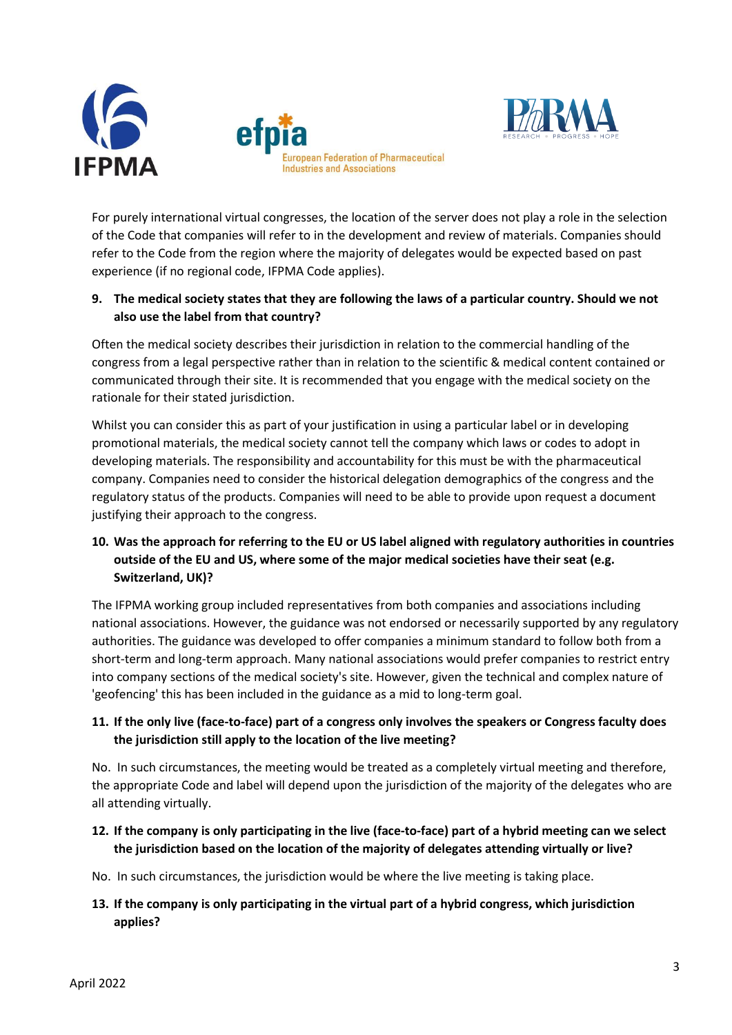For purely international virtual congresses, the location of the server does not play a role in the selection of the Code that companies will refer to in the development and review of materials. Companies should refer to the Code from the region where the majority of delegates would be expected based on past experience (if no regional code, IFPMA Code applies).

**9. The medical society states that they are following the laws of a particular country. Should we not also use the label from that country?**

Often the medical society describes their jurisdiction in relation to the commercial handling of the congress from a legal perspective rather than in relation to the scientific & medical content contained or communicated through their site. It is recommended that you engage with the medical society on the rationale for their stated jurisdiction.

Whilst you can consider this as part of your justification in using a particular label or in developing promotional materials, the medical society cannot tell the company which laws or codes to adopt in developing materials. The responsibility and accountability for this must be with the pharmaceutical company. Companies need to consider the historical delegation demographics of the congress and the regulatory status of the products. Companies will need to be able to provide upon request a document justifying their approach to the congress.

**10. Was the approach for referring to the EU or US label aligned with regulatory authorities in countries outside of the EU and US, where some of the major medical societies have their seat (e.g. Switzerland, UK)?**

The IFPMA working group included representatives from both companies and associations including national associations. However, the guidance was not endorsed or necessarily supported by any regulatory authorities. The guidance was developed to offer companies a minimum standard to follow both from a short-term and long-term approach. Many national associations would prefer companies to restrict entry into company sections of the medical society's site. However, given the technical and complex nature of 'geofencing' this has been included in the guidance as a mid to long-term goal.

**11. If the only live (face-to-face) part of a congress only involves the speakers or Congress faculty does the jurisdiction still apply to the location of the live meeting?**

No. In such circumstances, the meeting would be treated as a completely virtual meeting and therefore, the appropriate Code and label will depend upon the jurisdiction of the majority of the delegates who are all attending virtually.

**12. If the company is only participating in the live (face-to-face) part of a hybrid meeting can we select the jurisdiction based on the location of the majority of delegates attending virtually or live?**

No. In such circumstances, the jurisdiction would be where the live meeting is taking place.

**13. If the company is only participating in the virtual part of a hybrid congress, which jurisdiction applies?**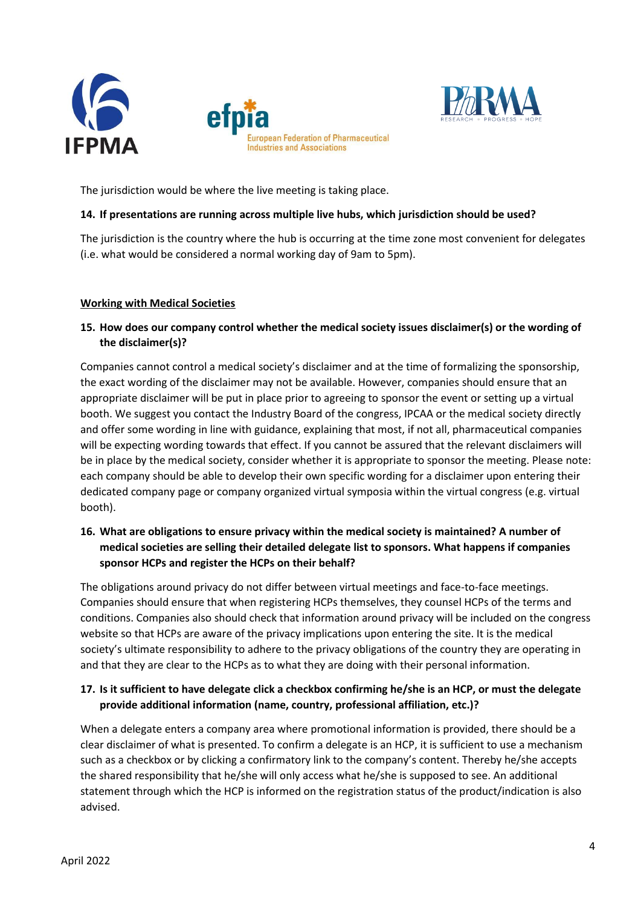The jurisdiction would be where the live meeting is taking place.

**14. If presentations are running across multiple live hubs, which jurisdiction should be used?**

The jurisdiction is the country where the hub is occurring at the time zone most convenient for delegates (i.e. what would be considered a normal working day of 9am to 5pm).

## Working with Medical Societies

**15. How does our company control whether the medical society issues disclaimer(s) or the wording of the disclaimer(s)?**

Companies cannot control a medical society's disclaimer and at the time of formalizing the sponsorship, the exact wording of the disclaimer may not be available. However, companies should ensure that an appropriate disclaimer will be put in place prior to agreeing to sponsor the event or setting up a virtual booth. We suggest you contact the Industry Board of the congress, IPCAA or the medical society directly and offer some wording in line with guidance, explaining that most, if not all, pharmaceutical companies will be expecting wording towards that effect. If you cannot be assured that the relevant disclaimers will be in place by the medical society, consider whether it is appropriate to sponsor the meeting. Please note: each company should be able to develop their own specific wording for a disclaimer upon entering their dedicated company page or company organized virtual symposia within the virtual congress (e.g. virtual booth).

**16. What are obligations to ensure privacy within the medical society is maintained? A number of medical societies are selling their detailed delegate list to sponsors. What happens if companies sponsor HCPs and register the HCPs on their behalf?**

The obligations around privacy do not differ between virtual meetings and face-to-face meetings. Companies should ensure that when registering HCPs themselves, they counsel HCPs of the terms and conditions. Companies also should check that information around privacy will be included on the congress website so that HCPs are aware of the privacy implications upon entering the site. It is the medical society's ultimate responsibility to adhere to the privacy obligations of the country they are operating in and that they are clear to the HCPs as to what they are doing with their personal information.

**17. Is it sufficient to have delegate click a checkbox confirming he/she is an HCP, or must the delegate provide additional information (name, country, professional affiliation, etc.)?**

When a delegate enters a company area where promotional information is provided, there should be a clear disclaimer of what is presented. To confirm a delegate is an HCP, it is sufficient to use a mechanism such as a checkbox or by clicking a confirmatory link to the company's content. Thereby he/she accepts the shared responsibility that he/she will only access what he/she is supposed to see. An additional statement through which the HCP is informed on the registration status of the product/indication is also advised.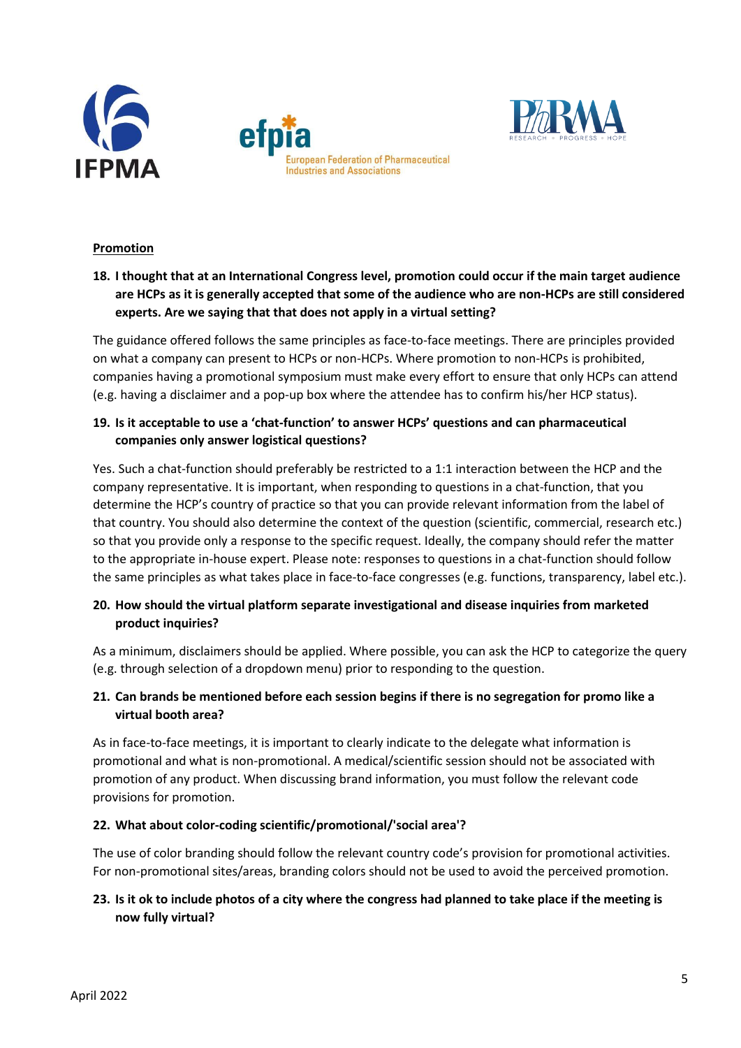**Promotion**

18. **I thought that at an International Congress level, promotion could occur if the main target audience are HCPs as it is generally accepted that some of the audience who are non-HCPs are still considered experts. Are we saying that that does not apply in a virtual setting?**

The guidance offered follows the same principles as face-to-face meetings. There are principles provided on what a company can present to HCPs or non-HCPs. Where promotion to non-HCPs is prohibited, companies having a promotional symposium must make every effort to ensure that only HCPs can attend (e.g. having a disclaimer and a pop-up box where the attendee has to confirm his/her HCP status).

19. **Is it acceptable to use a 'chat-function' to answer HCPs' questions and can pharmaceutical companies only answer logistical questions?**

Yes. Such a chat-function should preferably be restricted to a 1:1 interaction between the HCP and the company representative. It is important, when responding to questions in a chat-function, that you determine the HCP's country of practice so that you can provide relevant information from the label of that country. You should also determine the context of the question (scientific, commercial, research etc.) so that you provide only a response to the specific request. Ideally, the company should refer the matter to the appropriate in-house expert. Please note: responses to questions in a chat-function should follow the same principles as what takes place in face-to-face congresses (e.g. functions, transparency, label etc.).

20. **How should the virtual platform separate investigational and disease inquiries from marketed product inquiries?**

As a minimum, disclaimers should be applied. Where possible, you can ask the HCP to categorize the query (e.g. through selection of a dropdown menu) prior to responding to the question.

21. **Can brands be mentioned before each session begins if there is no segregation for promo like a virtual booth area?**

As in face-to-face meetings, it is important to clearly indicate to the delegate what information is promotional and what is non-promotional. A medical/scientific session should not be associated with promotion of any product. When discussing brand information, you must follow the relevant code provisions for promotion.

22. **What about color-coding scientific/promotional/'social area'?**

The use of color branding should follow the relevant country code's provision for promotional activities. For non-promotional sites/areas, branding colors should not be used to avoid the perceived promotion.

23. **Is it ok to include photos of a city where the congress had planned to take place if the meeting is now fully virtual?**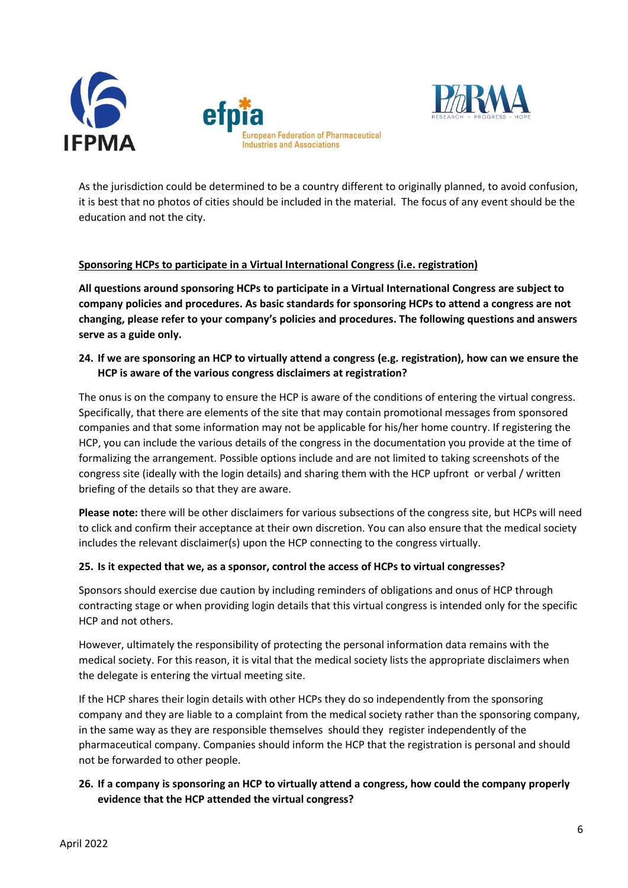As the jurisdiction could be determined to be a country different to originally planned, to avoid confusion, it is best that no photos of cities should be included in the material. The focus of any event should be the education and not the city.

<u>**Sponsoring HCPs to participate in a Virtual International Congress (i.e. registration)**</u>

**All questions around sponsoring HCPs to participate in a Virtual International Congress are subject to company policies and procedures. As basic standards for sponsoring HCPs to attend a congress are not changing, please refer to your company's policies and procedures. The following questions and answers serve as a guide only.**

**24. If we are sponsoring an HCP to virtually attend a congress (e.g. registration), how can we ensure the HCP is aware of the various congress disclaimers at registration?**

The onus is on the company to ensure the HCP is aware of the conditions of entering the virtual congress. Specifically, that there are elements of the site that may contain promotional messages from sponsored companies and that some information may not be applicable for his/her home country. If registering the HCP, you can include the various details of the congress in the documentation you provide at the time of formalizing the arrangement. Possible options include and are not limited to taking screenshots of the congress site (ideally with the login details) and sharing them with the HCP upfront or verbal / written briefing of the details so that they are aware.

**Please note:** there will be other disclaimers for various subsections of the congress site, but HCPs will need to click and confirm their acceptance at their own discretion. You can also ensure that the medical society includes the relevant disclaimer(s) upon the HCP connecting to the congress virtually.

**25. Is it expected that we, as a sponsor, control the access of HCPs to virtual congresses?**

Sponsors should exercise due caution by including reminders of obligations and onus of HCP through contracting stage or when providing login details that this virtual congress is intended only for the specific HCP and not others.

However, ultimately the responsibility of protecting the personal information data remains with the medical society. For this reason, it is vital that the medical society lists the appropriate disclaimers when the delegate is entering the virtual meeting site.

If the HCP shares their login details with other HCPs they do so independently from the sponsoring company and they are liable to a complaint from the medical society rather than the sponsoring company, in the same way as they are responsible themselves should they register independently of the pharmaceutical company. Companies should inform the HCP that the registration is personal and should not be forwarded to other people.

**26. If a company is sponsoring an HCP to virtually attend a congress, how could the company properly evidence that the HCP attended the virtual congress?**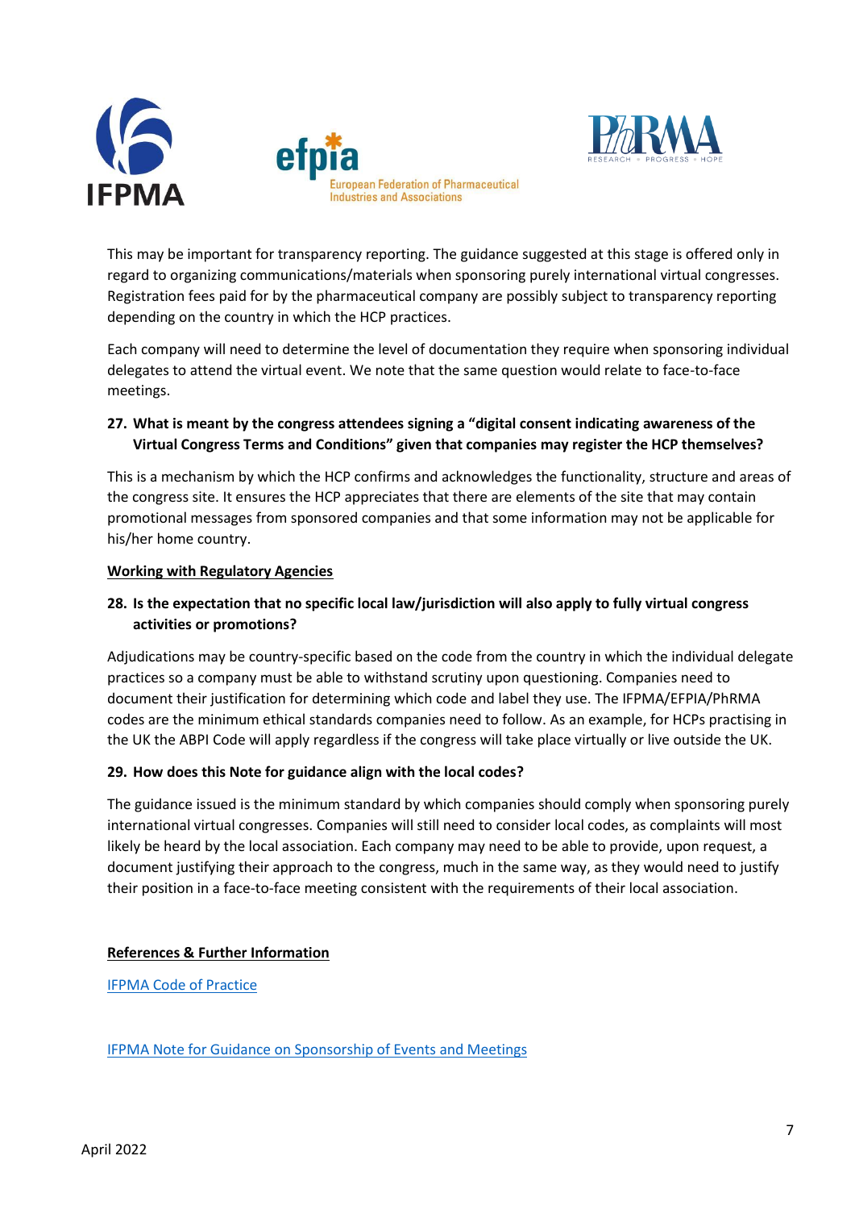This may be important for transparency reporting. The guidance suggested at this stage is offered only in regard to organizing communications/materials when sponsoring purely international virtual congresses. Registration fees paid for by the pharmaceutical company are possibly subject to transparency reporting depending on the country in which the HCP practices.

Each company will need to determine the level of documentation they require when sponsoring individual delegates to attend the virtual event. We note that the same question would relate to face-to-face meetings.

**27. What is meant by the congress attendees signing a "digital consent indicating awareness of the Virtual Congress Terms and Conditions" given that companies may register the HCP themselves?**

This is a mechanism by which the HCP confirms and acknowledges the functionality, structure and areas of the congress site. It ensures the HCP appreciates that there are elements of the site that may contain promotional messages from sponsored companies and that some information may not be applicable for his/her home country.

**Working with Regulatory Agencies**

**28. Is the expectation that no specific local law/jurisdiction will also apply to fully virtual congress activities or promotions?**

Adjudications may be country-specific based on the code from the country in which the individual delegate practices so a company must be able to withstand scrutiny upon questioning. Companies need to document their justification for determining which code and label they use. The IFPMA/EFPIA/PhRMA codes are the minimum ethical standards companies need to follow. As an example, for HCPs practising in the UK the ABPI Code will apply regardless if the congress will take place virtually or live outside the UK.

**29. How does this Note for guidance align with the local codes?**

The guidance issued is the minimum standard by which companies should comply when sponsoring purely international virtual congresses. Companies will still need to consider local codes, as complaints will most likely be heard by the local association. Each company may need to be able to provide, upon request, a document justifying their approach to the congress, much in the same way, as they would need to justify their position in a face-to-face meeting consistent with the requirements of their local association.

**References & Further Information**

IFPMA Code of Practice

IFPMA Note for Guidance on Sponsorship of Events and Meetings